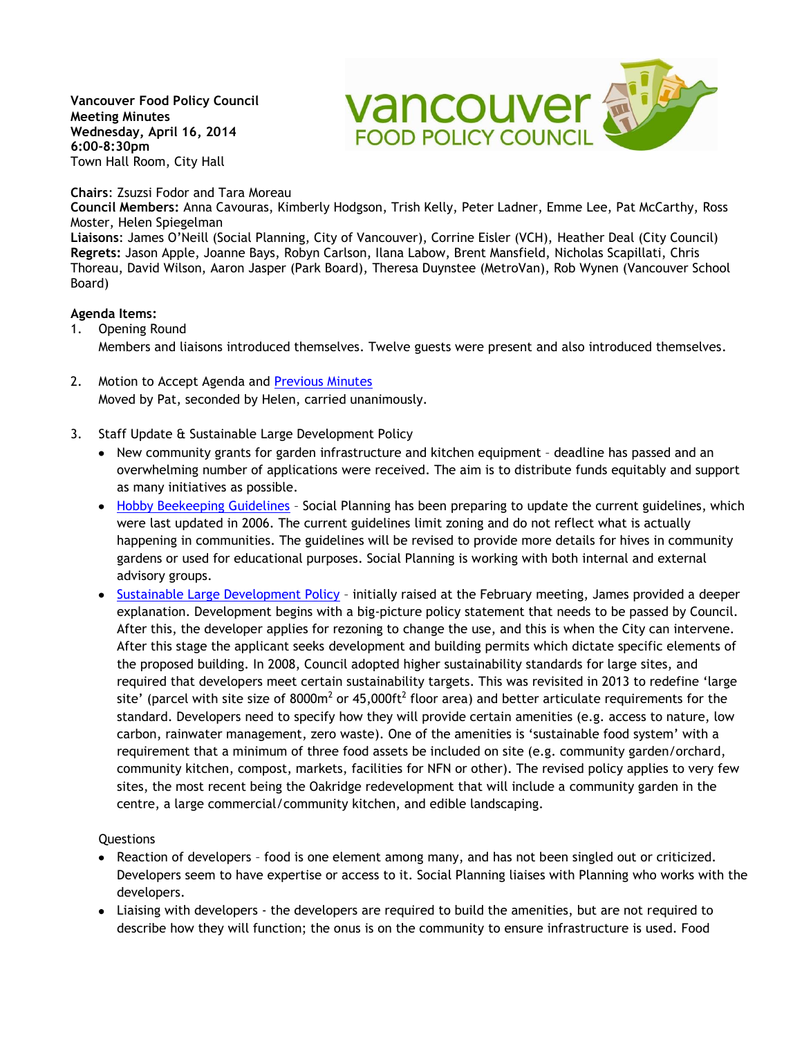**Vancouver Food Policy Council**
**Meeting Minutes**
**Wednesday, April 16, 2014**
**6:00-8:30pm**
Town Hall Room, City Hall

**Chairs**: Zsuzsi Fodor and Tara Moreau
**Council Members:** Anna Cavouras, Kimberly Hodgson, Trish Kelly, Peter Ladner, Emme Lee, Pat McCarthy, Ross Moster, Helen Spiegelman
**Liaisons**: James O'Neill (Social Planning, City of Vancouver), Corrine Eisler (VCH), Heather Deal (City Council)
**Regrets:** Jason Apple, Joanne Bays, Robyn Carlson, Ilana Labow, Brent Mansfield, Nicholas Scapillati, Chris Thoreau, David Wilson, Aaron Jasper (Park Board), Theresa Duynstee (MetroVan), Rob Wynen (Vancouver School Board)

**Agenda Items:**

1. Opening Round
   Members and liaisons introduced themselves. Twelve guests were present and also introduced themselves.

2. Motion to Accept Agenda and Previous Minutes
   Moved by Pat, seconded by Helen, carried unanimously.

3. Staff Update & Sustainable Large Development Policy
   - New community grants for garden infrastructure and kitchen equipment – deadline has passed and an overwhelming number of applications were received. The aim is to distribute funds equitably and support as many initiatives as possible.
   - Hobby Beekeeping Guidelines – Social Planning has been preparing to update the current guidelines, which were last updated in 2006. The current guidelines limit zoning and do not reflect what is actually happening in communities. The guidelines will be revised to provide more details for hives in community gardens or used for educational purposes. Social Planning is working with both internal and external advisory groups.
   - Sustainable Large Development Policy – initially raised at the February meeting, James provided a deeper explanation. Development begins with a big-picture policy statement that needs to be passed by Council. After this, the developer applies for rezoning to change the use, and this is when the City can intervene. After this stage the applicant seeks development and building permits which dictate specific elements of the proposed building. In 2008, Council adopted higher sustainability standards for large sites, and required that developers meet certain sustainability targets. This was revisited in 2013 to redefine 'large site' (parcel with site size of 8000m$^2$ or 45,000ft$^2$ floor area) and better articulate requirements for the standard. Developers need to specify how they will provide certain amenities (e.g. access to nature, low carbon, rainwater management, zero waste). One of the amenities is 'sustainable food system' with a requirement that a minimum of three food assets be included on site (e.g. community garden/orchard, community kitchen, compost, markets, facilities for NFN or other). The revised policy applies to very few sites, the most recent being the Oakridge redevelopment that will include a community garden in the centre, a large commercial/community kitchen, and edible landscaping.

   Questions
   - Reaction of developers – food is one element among many, and has not been singled out or criticized. Developers seem to have expertise or access to it. Social Planning liaises with Planning who works with the developers.
   - Liaising with developers - the developers are required to build the amenities, but are not required to describe how they will function; the onus is on the community to ensure infrastructure is used. Food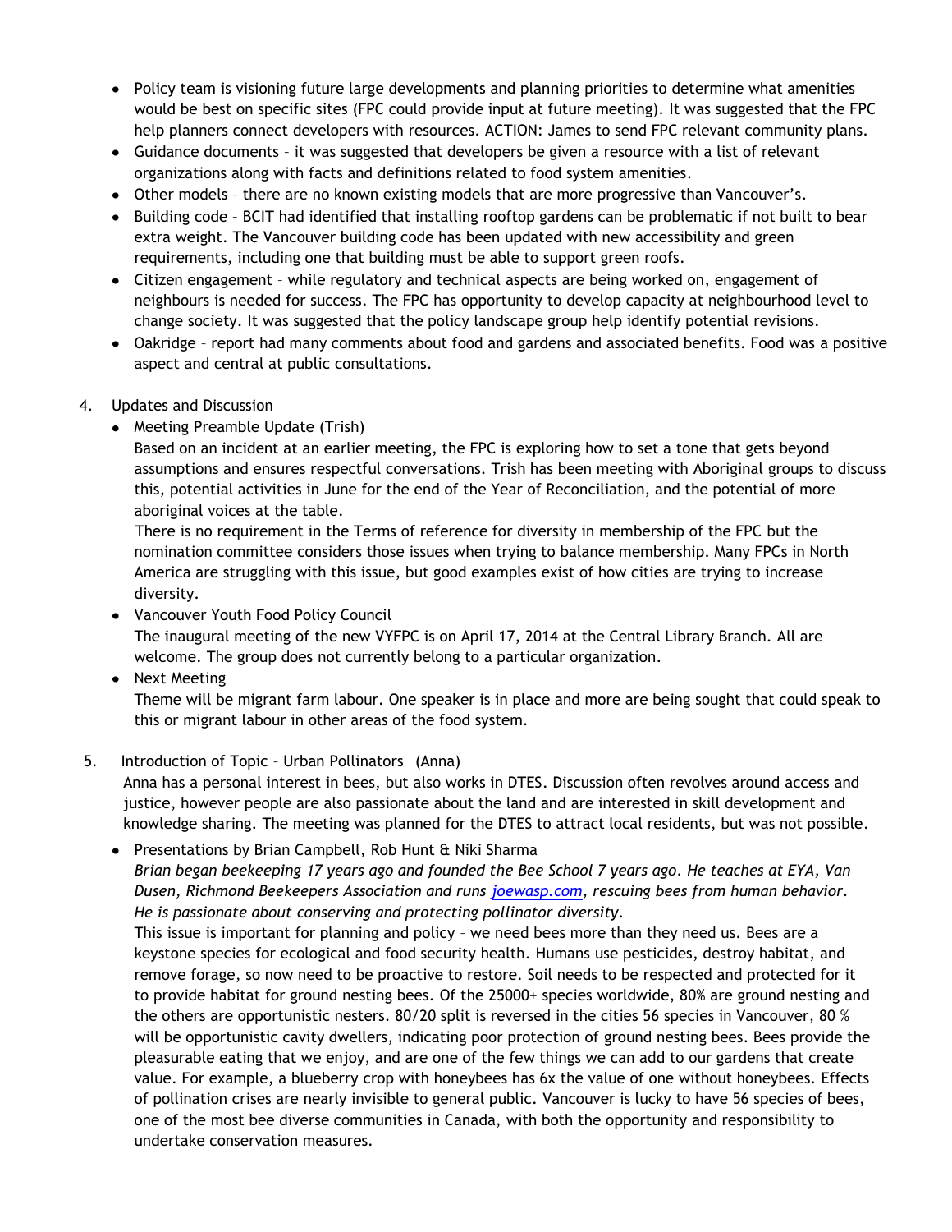- Policy team is visioning future large developments and planning priorities to determine what amenities would be best on specific sites (FPC could provide input at future meeting). It was suggested that the FPC help planners connect developers with resources. ACTION: James to send FPC relevant community plans.
- Guidance documents – it was suggested that developers be given a resource with a list of relevant organizations along with facts and definitions related to food system amenities.
- Other models – there are no known existing models that are more progressive than Vancouver's.
- Building code – BCIT had identified that installing rooftop gardens can be problematic if not built to bear extra weight. The Vancouver building code has been updated with new accessibility and green requirements, including one that building must be able to support green roofs.
- Citizen engagement – while regulatory and technical aspects are being worked on, engagement of neighbours is needed for success. The FPC has opportunity to develop capacity at neighbourhood level to change society. It was suggested that the policy landscape group help identify potential revisions.
- Oakridge – report had many comments about food and gardens and associated benefits. Food was a positive aspect and central at public consultations.

4. Updates and Discussion
   - Meeting Preamble Update (Trish)
     Based on an incident at an earlier meeting, the FPC is exploring how to set a tone that gets beyond assumptions and ensures respectful conversations. Trish has been meeting with Aboriginal groups to discuss this, potential activities in June for the end of the Year of Reconciliation, and the potential of more aboriginal voices at the table.
     There is no requirement in the Terms of reference for diversity in membership of the FPC but the nomination committee considers those issues when trying to balance membership. Many FPCs in North America are struggling with this issue, but good examples exist of how cities are trying to increase diversity.
   - Vancouver Youth Food Policy Council
     The inaugural meeting of the new VYFPC is on April 17, 2014 at the Central Library Branch. All are welcome. The group does not currently belong to a particular organization.
   - Next Meeting
     Theme will be migrant farm labour. One speaker is in place and more are being sought that could speak to this or migrant labour in other areas of the food system.

5. Introduction of Topic – Urban Pollinators (Anna)
   Anna has a personal interest in bees, but also works in DTES. Discussion often revolves around access and justice, however people are also passionate about the land and are interested in skill development and knowledge sharing. The meeting was planned for the DTES to attract local residents, but was not possible.
   - Presentations by Brian Campbell, Rob Hunt & Niki Sharma
     *Brian began beekeeping 17 years ago and founded the Bee School 7 years ago. He teaches at EYA, Van Dusen, Richmond Beekeepers Association and runs [joewasp.com](joewasp.com), rescuing bees from human behavior. He is passionate about conserving and protecting pollinator diversity.*
     This issue is important for planning and policy – we need bees more than they need us. Bees are a keystone species for ecological and food security health. Humans use pesticides, destroy habitat, and remove forage, so now need to be proactive to restore. Soil needs to be respected and protected for it to provide habitat for ground nesting bees. Of the 25000+ species worldwide, 80% are ground nesting and the others are opportunistic nesters. 80/20 split is reversed in the cities 56 species in Vancouver, 80 % will be opportunistic cavity dwellers, indicating poor protection of ground nesting bees. Bees provide the pleasurable eating that we enjoy, and are one of the few things we can add to our gardens that create value. For example, a blueberry crop with honeybees has 6x the value of one without honeybees. Effects of pollination crises are nearly invisible to general public. Vancouver is lucky to have 56 species of bees, one of the most bee diverse communities in Canada, with both the opportunity and responsibility to undertake conservation measures.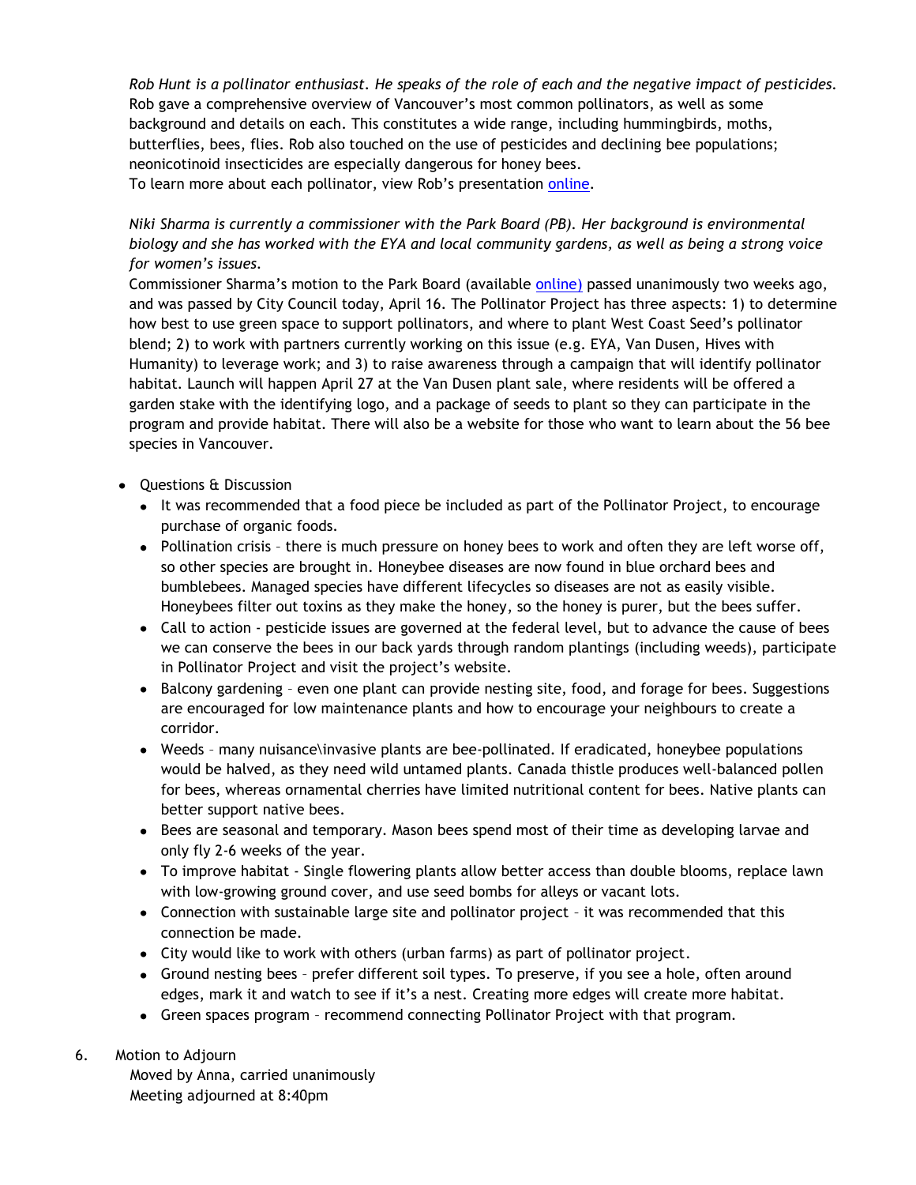*Rob Hunt is a pollinator enthusiast. He speaks of the role of each and the negative impact of pesticides.*
Rob gave a comprehensive overview of Vancouver's most common pollinators, as well as some background and details on each. This constitutes a wide range, including hummingbirds, moths, butterflies, bees, flies. Rob also touched on the use of pesticides and declining bee populations; neonicotinoid insecticides are especially dangerous for honey bees.
To learn more about each pollinator, view Rob's presentation online.

*Niki Sharma is currently a commissioner with the Park Board (PB). Her background is environmental biology and she has worked with the EYA and local community gardens, as well as being a strong voice for women's issues.*
Commissioner Sharma's motion to the Park Board (available online) passed unanimously two weeks ago, and was passed by City Council today, April 16. The Pollinator Project has three aspects: 1) to determine how best to use green space to support pollinators, and where to plant West Coast Seed's pollinator blend; 2) to work with partners currently working on this issue (e.g. EYA, Van Dusen, Hives with Humanity) to leverage work; and 3) to raise awareness through a campaign that will identify pollinator habitat. Launch will happen April 27 at the Van Dusen plant sale, where residents will be offered a garden stake with the identifying logo, and a package of seeds to plant so they can participate in the program and provide habitat. There will also be a website for those who want to learn about the 56 bee species in Vancouver.

- Questions & Discussion
  - It was recommended that a food piece be included as part of the Pollinator Project, to encourage purchase of organic foods.
  - Pollination crisis – there is much pressure on honey bees to work and often they are left worse off, so other species are brought in. Honeybee diseases are now found in blue orchard bees and bumblebees. Managed species have different lifecycles so diseases are not as easily visible. Honeybees filter out toxins as they make the honey, so the honey is purer, but the bees suffer.
  - Call to action - pesticide issues are governed at the federal level, but to advance the cause of bees we can conserve the bees in our back yards through random plantings (including weeds), participate in Pollinator Project and visit the project's website.
  - Balcony gardening – even one plant can provide nesting site, food, and forage for bees. Suggestions are encouraged for low maintenance plants and how to encourage your neighbours to create a corridor.
  - Weeds – many nuisance\invasive plants are bee-pollinated. If eradicated, honeybee populations would be halved, as they need wild untamed plants. Canada thistle produces well-balanced pollen for bees, whereas ornamental cherries have limited nutritional content for bees. Native plants can better support native bees.
  - Bees are seasonal and temporary. Mason bees spend most of their time as developing larvae and only fly 2-6 weeks of the year.
  - To improve habitat - Single flowering plants allow better access than double blooms, replace lawn with low-growing ground cover, and use seed bombs for alleys or vacant lots.
  - Connection with sustainable large site and pollinator project – it was recommended that this connection be made.
  - City would like to work with others (urban farms) as part of pollinator project.
  - Ground nesting bees – prefer different soil types. To preserve, if you see a hole, often around edges, mark it and watch to see if it's a nest. Creating more edges will create more habitat.
  - Green spaces program – recommend connecting Pollinator Project with that program.

6. Motion to Adjourn
   Moved by Anna, carried unanimously
   Meeting adjourned at 8:40pm